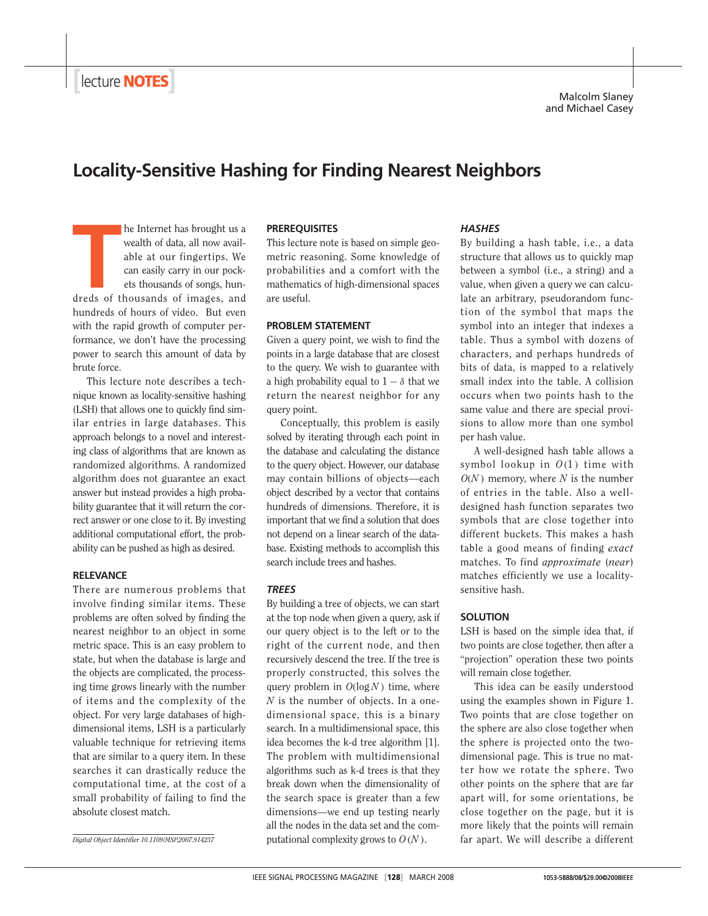[lecture NOTES]

Malcolm Slaney
and Michael Casey

# Locality-Sensitive Hashing for Finding Nearest Neighbors

The Internet has brought us a wealth of data, all now available at our fingertips. We can easily carry in our pockets thousands of songs, hundreds of thousands of images, and hundreds of hours of video. But even with the rapid growth of computer performance, we don't have the processing power to search this amount of data by brute force.

This lecture note describes a technique known as locality-sensitive hashing (LSH) that allows one to quickly find similar entries in large databases. This approach belongs to a novel and interesting class of algorithms that are known as randomized algorithms. A randomized algorithm does not guarantee an exact answer but instead provides a high probability guarantee that it will return the correct answer or one close to it. By investing additional computational effort, the probability can be pushed as high as desired.

## RELEVANCE

There are numerous problems that involve finding similar items. These problems are often solved by finding the nearest neighbor to an object in some metric space. This is an easy problem to state, but when the database is large and the objects are complicated, the processing time grows linearly with the number of items and the complexity of the object. For very large databases of high-dimensional items, LSH is a particularly valuable technique for retrieving items that are similar to a query item. In these searches it can drastically reduce the computational time, at the cost of a small probability of failing to find the absolute closest match.

*Digital Object Identifier 10.1109/MSP.2007.914237*

## PREREQUISITES

This lecture note is based on simple geometric reasoning. Some knowledge of probabilities and a comfort with the mathematics of high-dimensional spaces are useful.

## PROBLEM STATEMENT

Given a query point, we wish to find the points in a large database that are closest to the query. We wish to guarantee with a high probability equal to $1 - \delta$ that we return the nearest neighbor for any query point.

Conceptually, this problem is easily solved by iterating through each point in the database and calculating the distance to the query object. However, our database may contain billions of objects—each object described by a vector that contains hundreds of dimensions. Therefore, it is important that we find a solution that does not depend on a linear search of the database. Existing methods to accomplish this search include trees and hashes.

### *TREES*

By building a tree of objects, we can start at the top node when given a query, ask if our query object is to the left or to the right of the current node, and then recursively descend the tree. If the tree is properly constructed, this solves the query problem in $O(\log N)$ time, where $N$ is the number of objects. In a one-dimensional space, this is a binary search. In a multidimensional space, this idea becomes the k-d tree algorithm [1]. The problem with multidimensional algorithms such as k-d trees is that they break down when the dimensionality of the search space is greater than a few dimensions—we end up testing nearly all the nodes in the data set and the computational complexity grows to $O(N)$.

### *HASHES*

By building a hash table, i.e., a data structure that allows us to quickly map between a symbol (i.e., a string) and a value, when given a query we can calculate an arbitrary, pseudorandom function of the symbol that maps the symbol into an integer that indexes a table. Thus a symbol with dozens of characters, and perhaps hundreds of bits of data, is mapped to a relatively small index into the table. A collision occurs when two points hash to the same value and there are special provisions to allow more than one symbol per hash value.

A well-designed hash table allows a symbol lookup in $O(1)$ time with $O(N)$ memory, where $N$ is the number of entries in the table. Also a well-designed hash function separates two symbols that are close together into different buckets. This makes a hash table a good means of finding *exact* matches. To find *approximate* (*near*) matches efficiently we use a locality-sensitive hash.

## SOLUTION

LSH is based on the simple idea that, if two points are close together, then after a "projection" operation these two points will remain close together.

This idea can be easily understood using the examples shown in Figure 1. Two points that are close together on the sphere are also close together when the sphere is projected onto the two-dimensional page. This is true no matter how we rotate the sphere. Two other points on the sphere that are far apart will, for some orientations, be close together on the page, but it is more likely that the points will remain far apart. We will describe a different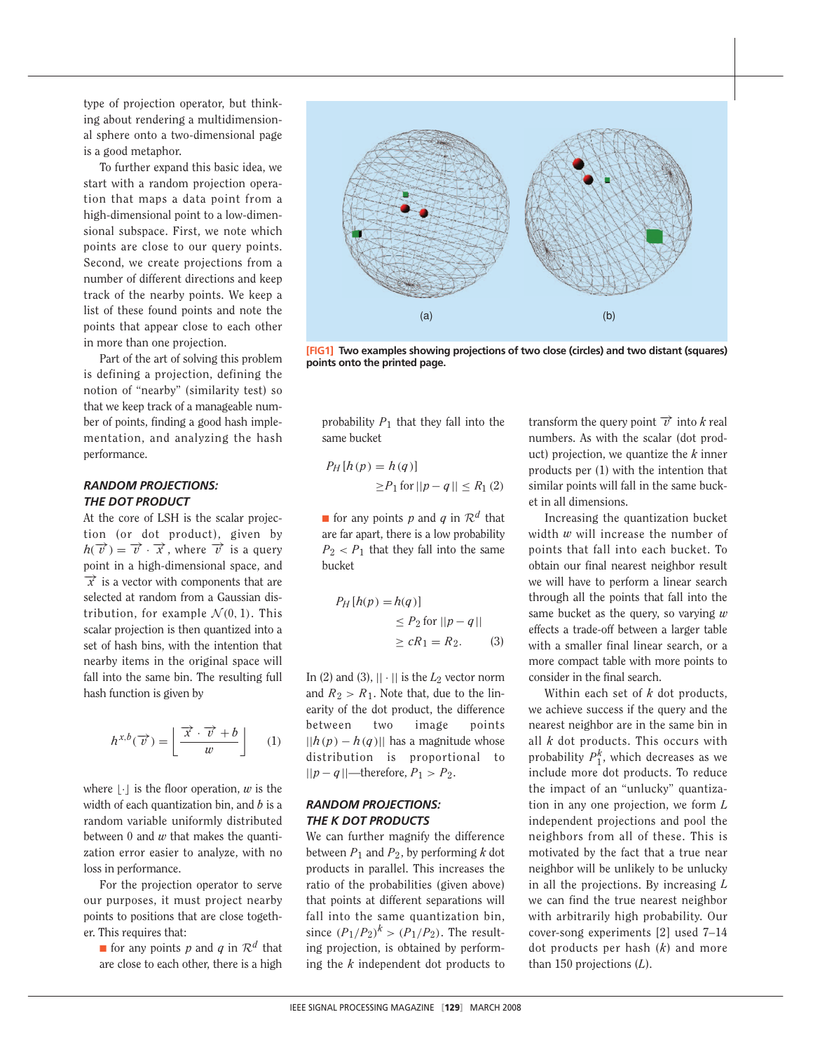type of projection operator, but thinking about rendering a multidimensional sphere onto a two-dimensional page is a good metaphor.

To further expand this basic idea, we start with a random projection operation that maps a data point from a high-dimensional point to a low-dimensional subspace. First, we note which points are close to our query points. Second, we create projections from a number of different directions and keep track of the nearby points. We keep a list of these found points and note the points that appear close to each other in more than one projection.

Part of the art of solving this problem is defining a projection, defining the notion of "nearby" (similarity test) so that we keep track of a manageable number of points, finding a good hash implementation, and analyzing the hash performance.

**[FIG1] Two examples showing projections of two close (circles) and two distant (squares) points onto the printed page.**

### RANDOM PROJECTIONS: THE DOT PRODUCT

At the core of LSH is the scalar projection (or dot product), given by $h(\vec{v}) = \vec{v} \cdot \vec{x}$, where $\vec{v}$ is a query point in a high-dimensional space, and $\vec{x}$ is a vector with components that are selected at random from a Gaussian distribution, for example $\mathcal{N}(0,1)$. This scalar projection is then quantized into a set of hash bins, with the intention that nearby items in the original space will fall into the same bin. The resulting full hash function is given by

$$h^{x,b}(\vec{v}) = \left\lfloor \frac{\vec{x} \cdot \vec{v} + b}{w} \right\rfloor \quad (1)$$

where $\lfloor \cdot \rfloor$ is the floor operation, $w$ is the width of each quantization bin, and $b$ is a random variable uniformly distributed between 0 and $w$ that makes the quantization error easier to analyze, with no loss in performance.

For the projection operator to serve our purposes, it must project nearby points to positions that are close together. This requires that:

- for any points $p$ and $q$ in $\mathcal{R}^d$ that are close to each other, there is a high probability $P_1$ that they fall into the same bucket

$$P_H[h(p) = h(q)] \geq P_1 \text{ for } ||p - q|| \leq R_1 \quad (2)$$

- for any points $p$ and $q$ in $\mathcal{R}^d$ that are far apart, there is a low probability $P_2 < P_1$ that they fall into the same bucket

$$P_H[h(p) = h(q)] \leq P_2 \text{ for } ||p - q|| \geq cR_1 = R_2. \quad (3)$$

In (2) and (3), $|| \cdot ||$ is the $L_2$ vector norm and $R_2 > R_1$. Note that, due to the linearity of the dot product, the difference between two image points $||h(p) - h(q)||$ has a magnitude whose distribution is proportional to $||p - q||$—therefore, $P_1 > P_2$.

### RANDOM PROJECTIONS: THE K DOT PRODUCTS

We can further magnify the difference between $P_1$ and $P_2$, by performing $k$ dot products in parallel. This increases the ratio of the probabilities (given above) that points at different separations will fall into the same quantization bin, since $(P_1/P_2)^k > (P_1/P_2)$. The resulting projection, is obtained by performing the $k$ independent dot products to transform the query point $\vec{v}$ into $k$ real numbers. As with the scalar (dot product) projection, we quantize the $k$ inner products per (1) with the intention that similar points will fall in the same bucket in all dimensions.

Increasing the quantization bucket width $w$ will increase the number of points that fall into each bucket. To obtain our final nearest neighbor result we will have to perform a linear search through all the points that fall into the same bucket as the query, so varying $w$ effects a trade-off between a larger table with a smaller final linear search, or a more compact table with more points to consider in the final search.

Within each set of $k$ dot products, we achieve success if the query and the nearest neighbor are in the same bin in all $k$ dot products. This occurs with probability $P_1^k$, which decreases as we include more dot products. To reduce the impact of an "unlucky" quantization in any one projection, we form $L$ independent projections and pool the neighbors from all of these. This is motivated by the fact that a true near neighbor will be unlikely to be unlucky in all the projections. By increasing $L$ we can find the true nearest neighbor with arbitrarily high probability. Our cover-song experiments [2] used 7–14 dot products per hash ($k$) and more than 150 projections ($L$).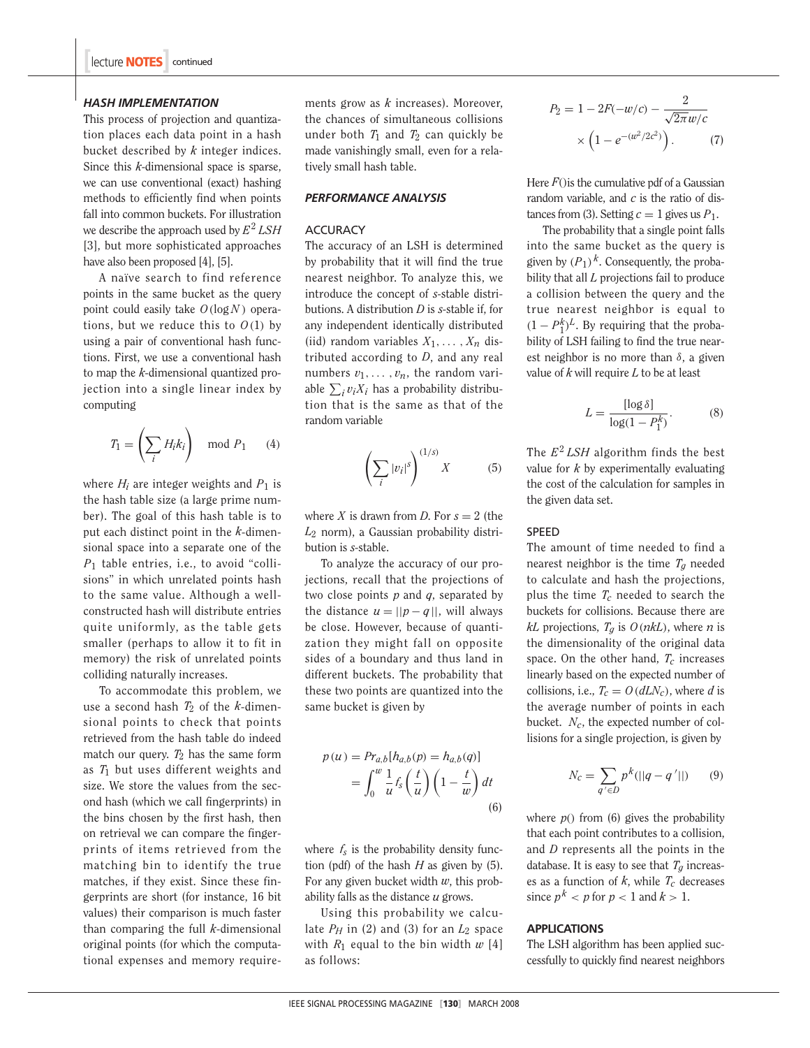### HASH IMPLEMENTATION

This process of projection and quantization places each data point in a hash bucket described by $k$ integer indices. Since this $k$-dimensional space is sparse, we can use conventional (exact) hashing methods to efficiently find when points fall into common buckets. For illustration we describe the approach used by $E^2 LSH$ [3], but more sophisticated approaches have also been proposed [4], [5].

A naïve search to find reference points in the same bucket as the query point could easily take $O(\log N)$ operations, but we reduce this to $O(1)$ by using a pair of conventional hash functions. First, we use a conventional hash to map the $k$-dimensional quantized projection into a single linear index by computing

$$T_1 = \left(\sum_i H_i k_i\right) \mod P_1 \qquad (4)$$

where $H_i$ are integer weights and $P_1$ is the hash table size (a large prime number). The goal of this hash table is to put each distinct point in the $k$-dimensional space into a separate one of the $P_1$ table entries, i.e., to avoid "collisions" in which unrelated points hash to the same value. Although a well-constructed hash will distribute entries quite uniformly, as the table gets smaller (perhaps to allow it to fit in memory) the risk of unrelated points colliding naturally increases.

To accommodate this problem, we use a second hash $T_2$ of the $k$-dimensional points to check that points retrieved from the hash table do indeed match our query. $T_2$ has the same form as $T_1$ but uses different weights and size. We store the values from the second hash (which we call fingerprints) in the bins chosen by the first hash, then on retrieval we can compare the fingerprints of items retrieved from the matching bin to identify the true matches, if they exist. Since these fingerprints are short (for instance, 16 bit values) their comparison is much faster than comparing the full $k$-dimensional original points (for which the computational expenses and memory requirements grow as $k$ increases). Moreover, the chances of simultaneous collisions under both $T_1$ and $T_2$ can quickly be made vanishingly small, even for a relatively small hash table.

### PERFORMANCE ANALYSIS

#### ACCURACY

The accuracy of an LSH is determined by probability that it will find the true nearest neighbor. To analyze this, we introduce the concept of $s$-stable distributions. A distribution $D$ is $s$-stable if, for any independent identically distributed (iid) random variables $X_1, \ldots, X_n$ distributed according to $D$, and any real numbers $v_1, \ldots, v_n$, the random variable $\sum_i v_i X_i$ has a probability distribution that is the same as that of the random variable

$$\left(\sum_i |v_i|^s\right)^{(1/s)} X \qquad (5)$$

where $X$ is drawn from $D$. For $s = 2$ (the $L_2$ norm), a Gaussian probability distribution is $s$-stable.

To analyze the accuracy of our projections, recall that the projections of two close points $p$ and $q$, separated by the distance $u = ||p - q||$, will always be close. However, because of quantization they might fall on opposite sides of a boundary and thus land in different buckets. The probability that these two points are quantized into the same bucket is given by

$$\begin{aligned} p(u) &= Pr_{a,b}[h_{a,b}(p) = h_{a,b}(q)] \\ &= \int_0^w \frac{1}{u} f_s\left(\frac{t}{u}\right)\left(1 - \frac{t}{w}\right) dt \end{aligned} \qquad (6)$$

where $f_s$ is the probability density function (pdf) of the hash $H$ as given by (5). For any given bucket width $w$, this probability falls as the distance $u$ grows.

Using this probability we calculate $P_H$ in (2) and (3) for an $L_2$ space with $R_1$ equal to the bin width $w$ [4] as follows:

$$P_2 = 1 - 2F(-w/c) - \frac{2}{\sqrt{2\pi}\, w/c} \times \left(1 - e^{-(w^2/2c^2)}\right). \qquad (7)$$

Here $F()$ is the cumulative pdf of a Gaussian random variable, and $c$ is the ratio of distances from (3). Setting $c = 1$ gives us $P_1$.

The probability that a single point falls into the same bucket as the query is given by $(P_1)^k$. Consequently, the probability that all $L$ projections fail to produce a collision between the query and the true nearest neighbor is equal to $(1 - P_1^k)^L$. By requiring that the probability of LSH failing to find the true nearest neighbor is no more than $\delta$, a given value of $k$ will require $L$ to be at least

$$L = \frac{[\log \delta]}{\log(1 - P_1^k)}. \qquad (8)$$

The $E^2 LSH$ algorithm finds the best value for $k$ by experimentally evaluating the cost of the calculation for samples in the given data set.

#### SPEED

The amount of time needed to find a nearest neighbor is the time $T_g$ needed to calculate and hash the projections, plus the time $T_c$ needed to search the buckets for collisions. Because there are $kL$ projections, $T_g$ is $O(nkL)$, where $n$ is the dimensionality of the original data space. On the other hand, $T_c$ increases linearly based on the expected number of collisions, i.e., $T_c = O(dLN_c)$, where $d$ is the average number of points in each bucket. $N_c$, the expected number of collisions for a single projection, is given by

$$N_c = \sum_{q' \in D} p^k(||q - q'||) \qquad (9)$$

where $p()$ from (6) gives the probability that each point contributes to a collision, and $D$ represents all the points in the database. It is easy to see that $T_g$ increases as a function of $k$, while $T_c$ decreases since $p^k < p$ for $p < 1$ and $k > 1$.

### APPLICATIONS

The LSH algorithm has been applied successfully to quickly find nearest neighbors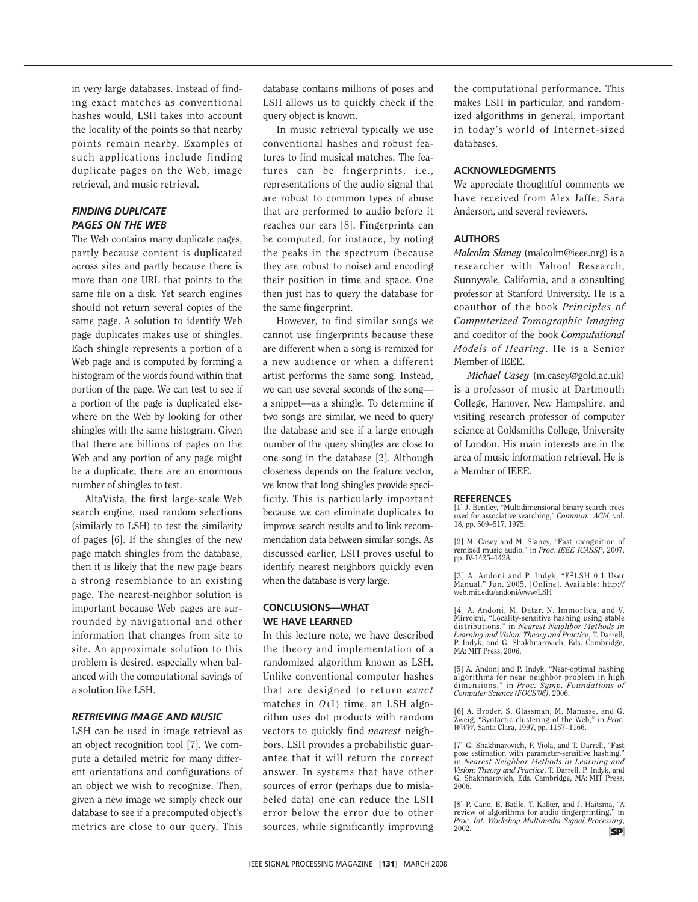in very large databases. Instead of finding exact matches as conventional hashes would, LSH takes into account the locality of the points so that nearby points remain nearby. Examples of such applications include finding duplicate pages on the Web, image retrieval, and music retrieval.

### *FINDING DUPLICATE PAGES ON THE WEB*

The Web contains many duplicate pages, partly because content is duplicated across sites and partly because there is more than one URL that points to the same file on a disk. Yet search engines should not return several copies of the same page. A solution to identify Web page duplicates makes use of shingles. Each shingle represents a portion of a Web page and is computed by forming a histogram of the words found within that portion of the page. We can test to see if a portion of the page is duplicated elsewhere on the Web by looking for other shingles with the same histogram. Given that there are billions of pages on the Web and any portion of any page might be a duplicate, there are an enormous number of shingles to test.

AltaVista, the first large-scale Web search engine, used random selections (similarly to LSH) to test the similarity of pages [6]. If the shingles of the new page match shingles from the database, then it is likely that the new page bears a strong resemblance to an existing page. The nearest-neighbor solution is important because Web pages are surrounded by navigational and other information that changes from site to site. An approximate solution to this problem is desired, especially when balanced with the computational savings of a solution like LSH.

### *RETRIEVING IMAGE AND MUSIC*

LSH can be used in image retrieval as an object recognition tool [7]. We compute a detailed metric for many different orientations and configurations of an object we wish to recognize. Then, given a new image we simply check our database to see if a precomputed object's metrics are close to our query. This database contains millions of poses and LSH allows us to quickly check if the query object is known.

In music retrieval typically we use conventional hashes and robust features to find musical matches. The features can be fingerprints, i.e., representations of the audio signal that are robust to common types of abuse that are performed to audio before it reaches our ears [8]. Fingerprints can be computed, for instance, by noting the peaks in the spectrum (because they are robust to noise) and encoding their position in time and space. One then just has to query the database for the same fingerprint.

However, to find similar songs we cannot use fingerprints because these are different when a song is remixed for a new audience or when a different artist performs the same song. Instead, we can use several seconds of the song—a snippet—as a shingle. To determine if two songs are similar, we need to query the database and see if a large enough number of the query shingles are close to one song in the database [2]. Although closeness depends on the feature vector, we know that long shingles provide specificity. This is particularly important because we can eliminate duplicates to improve search results and to link recommendation data between similar songs. As discussed earlier, LSH proves useful to identify nearest neighbors quickly even when the database is very large.

## CONCLUSIONS—WHAT WE HAVE LEARNED

In this lecture note, we have described the theory and implementation of a randomized algorithm known as LSH. Unlike conventional computer hashes that are designed to return *exact* matches in $O(1)$ time, an LSH algorithm uses dot products with random vectors to quickly find *nearest* neighbors. LSH provides a probabilistic guarantee that it will return the correct answer. In systems that have other sources of error (perhaps due to mislabeled data) one can reduce the LSH error below the error due to other sources, while significantly improving the computational performance. This makes LSH in particular, and randomized algorithms in general, important in today's world of Internet-sized databases.

## ACKNOWLEDGMENTS

We appreciate thoughtful comments we have received from Alex Jaffe, Sara Anderson, and several reviewers.

## AUTHORS

***Malcolm Slaney*** (malcolm@ieee.org) is a researcher with Yahoo! Research, Sunnyvale, California, and a consulting professor at Stanford University. He is a coauthor of the book *Principles of Computerized Tomographic Imaging* and coeditor of the book *Computational Models of Hearing*. He is a Senior Member of IEEE.

***Michael Casey*** (m.casey@gold.ac.uk) is a professor of music at Dartmouth College, Hanover, New Hampshire, and visiting research professor of computer science at Goldsmiths College, University of London. His main interests are in the area of music information retrieval. He is a Member of IEEE.

## REFERENCES

[1] J. Bentley, "Multidimensional binary search trees used for associative searching," *Commun. ACM*, vol. 18, pp. 509–517, 1975.

[2] M. Casey and M. Slaney, "Fast recognition of remixed music audio," in *Proc. IEEE ICASSP*, 2007, pp. IV-1425–1428.

[3] A. Andoni and P. Indyk, "E$^2$LSH 0.1 User Manual," Jun. 2005. [Online]. Available: http://web.mit.edu/andoni/www/LSH

[4] A. Andoni, M. Datar, N. Immorlica, and V. Mirrokni, "Locality-sensitive hashing using stable distributions," in *Nearest Neighbor Methods in Learning and Vision: Theory and Practice*, T. Darrell, P. Indyk, and G. Shakhnarovich, Eds. Cambridge, MA: MIT Press, 2006.

[5] A. Andoni and P. Indyk, "Near-optimal hashing algorithms for near neighbor problem in high dimensions," in *Proc. Symp. Foundations of Computer Science (FOCS'06)*, 2006.

[6] A. Broder, S. Glassman, M. Manasse, and G. Zweig, "Syntactic clustering of the Web," in *Proc. WWW*, Santa Clara, 1997, pp. 1157–1166.

[7] G. Shakhnarovich, P. Viola, and T. Darrell, "Fast pose estimation with parameter-sensitive hashing," in *Nearest Neighbor Methods in Learning and Vision: Theory and Practice*, T. Darrell, P. Indyk, and G. Shakhnarovich, Eds. Cambridge, MA: MIT Press, 2006.

[8] P. Cano, E. Batlle, T. Kalker, and J. Haitsma, "A review of algorithms for audio fingerprinting," in *Proc. Int. Workshop Multimedia Signal Processing*, 2002.